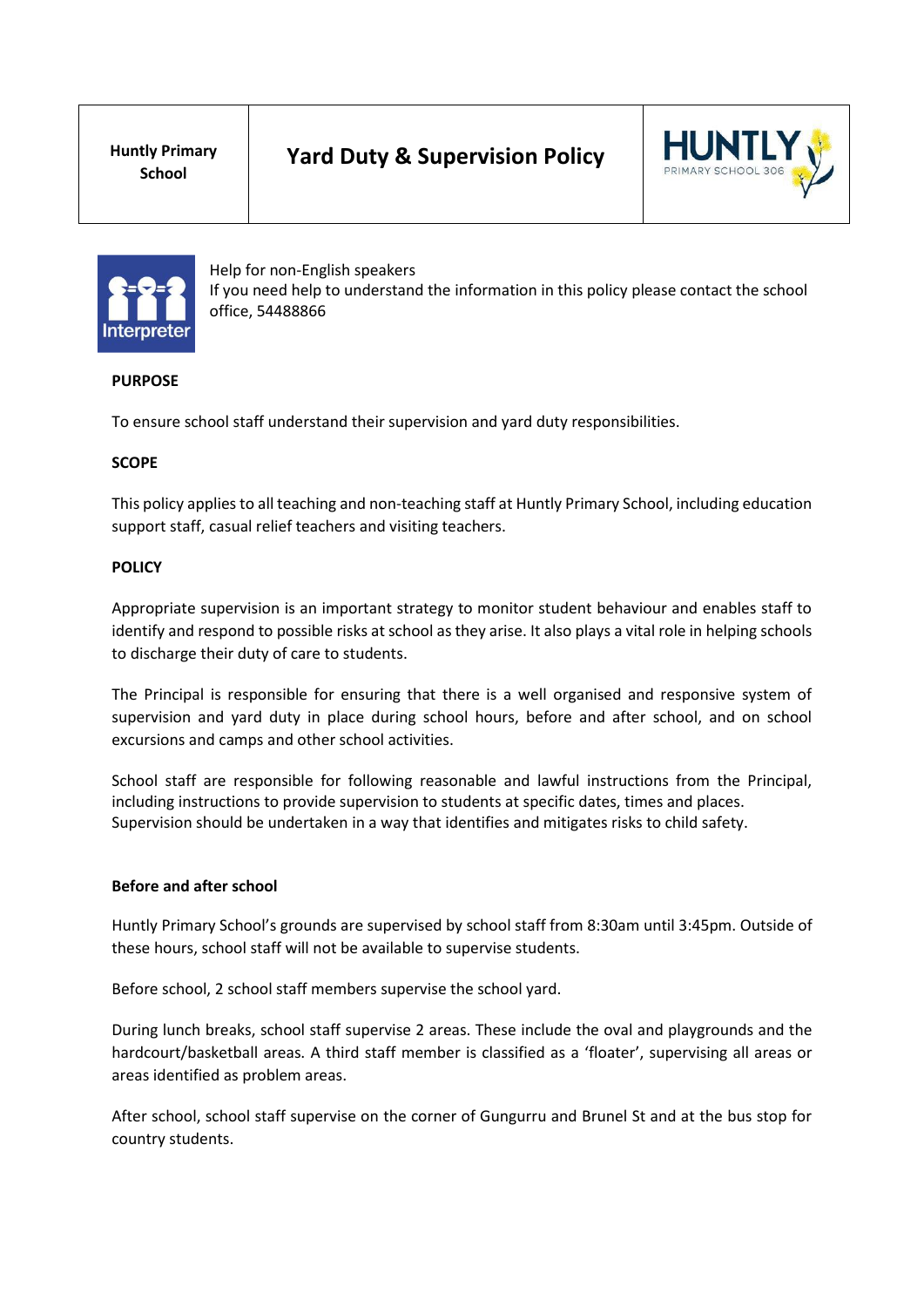| Huntly Primary School | Yard Duty & Supervision Policy | HUNTLY PRIMARY SCHOOL 306 |
|---|---|---|

Help for non-English speakers
If you need help to understand the information in this policy please contact the school office, 54488866

## PURPOSE

To ensure school staff understand their supervision and yard duty responsibilities.

## SCOPE

This policy applies to all teaching and non-teaching staff at Huntly Primary School, including education support staff, casual relief teachers and visiting teachers.

## POLICY

Appropriate supervision is an important strategy to monitor student behaviour and enables staff to identify and respond to possible risks at school as they arise. It also plays a vital role in helping schools to discharge their duty of care to students.

The Principal is responsible for ensuring that there is a well organised and responsive system of supervision and yard duty in place during school hours, before and after school, and on school excursions and camps and other school activities.

School staff are responsible for following reasonable and lawful instructions from the Principal, including instructions to provide supervision to students at specific dates, times and places. Supervision should be undertaken in a way that identifies and mitigates risks to child safety.

### Before and after school

Huntly Primary School's grounds are supervised by school staff from 8:30am until 3:45pm. Outside of these hours, school staff will not be available to supervise students.

Before school, 2 school staff members supervise the school yard.

During lunch breaks, school staff supervise 2 areas. These include the oval and playgrounds and the hardcourt/basketball areas. A third staff member is classified as a 'floater', supervising all areas or areas identified as problem areas.

After school, school staff supervise on the corner of Gungurru and Brunel St and at the bus stop for country students.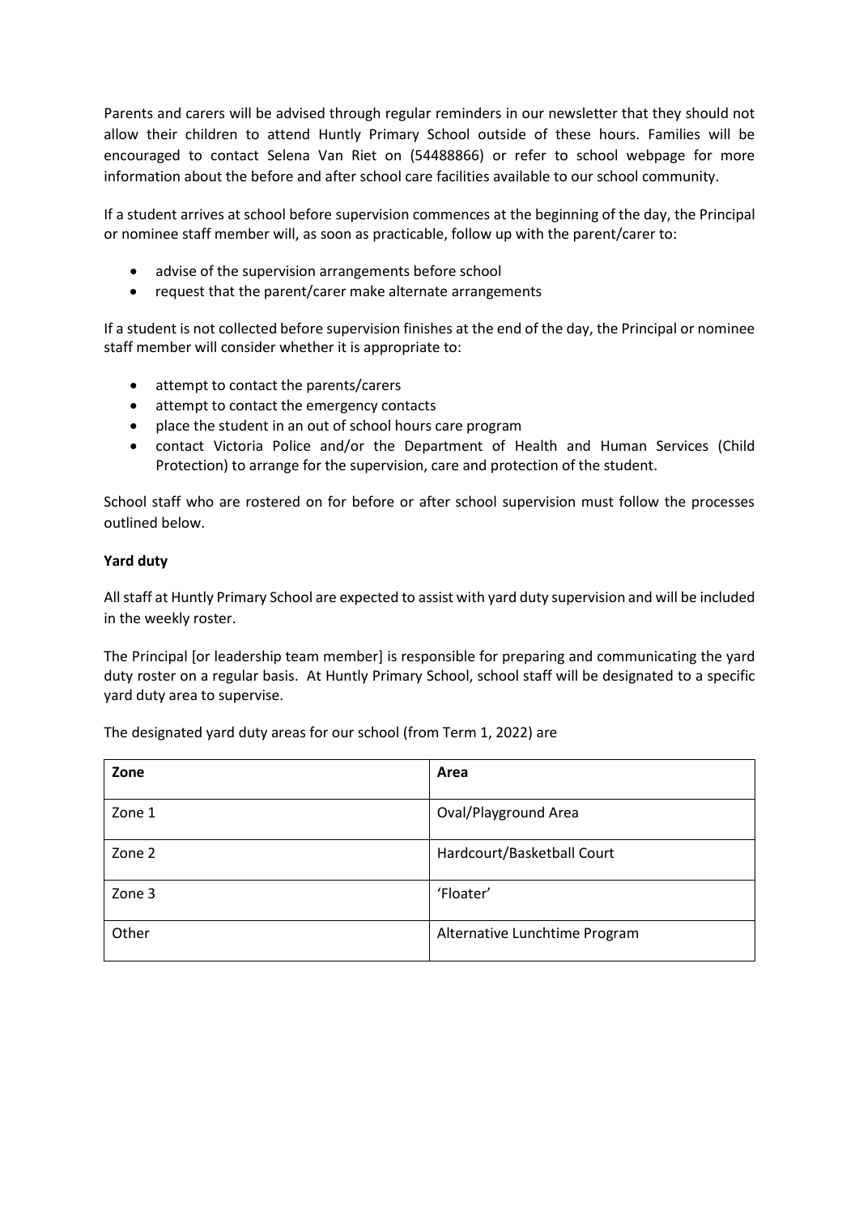Parents and carers will be advised through regular reminders in our newsletter that they should not allow their children to attend Huntly Primary School outside of these hours. Families will be encouraged to contact Selena Van Riet on (54488866) or refer to school webpage for more information about the before and after school care facilities available to our school community.

If a student arrives at school before supervision commences at the beginning of the day, the Principal or nominee staff member will, as soon as practicable, follow up with the parent/carer to:

- advise of the supervision arrangements before school
- request that the parent/carer make alternate arrangements

If a student is not collected before supervision finishes at the end of the day, the Principal or nominee staff member will consider whether it is appropriate to:

- attempt to contact the parents/carers
- attempt to contact the emergency contacts
- place the student in an out of school hours care program
- contact Victoria Police and/or the Department of Health and Human Services (Child Protection) to arrange for the supervision, care and protection of the student.

School staff who are rostered on for before or after school supervision must follow the processes outlined below.

**Yard duty**

All staff at Huntly Primary School are expected to assist with yard duty supervision and will be included in the weekly roster.

The Principal [or leadership team member] is responsible for preparing and communicating the yard duty roster on a regular basis. At Huntly Primary School, school staff will be designated to a specific yard duty area to supervise.

The designated yard duty areas for our school (from Term 1, 2022) are

| Zone | Area |
|---|---|
| Zone 1 | Oval/Playground Area |
| Zone 2 | Hardcourt/Basketball Court |
| Zone 3 | 'Floater' |
| Other | Alternative Lunchtime Program |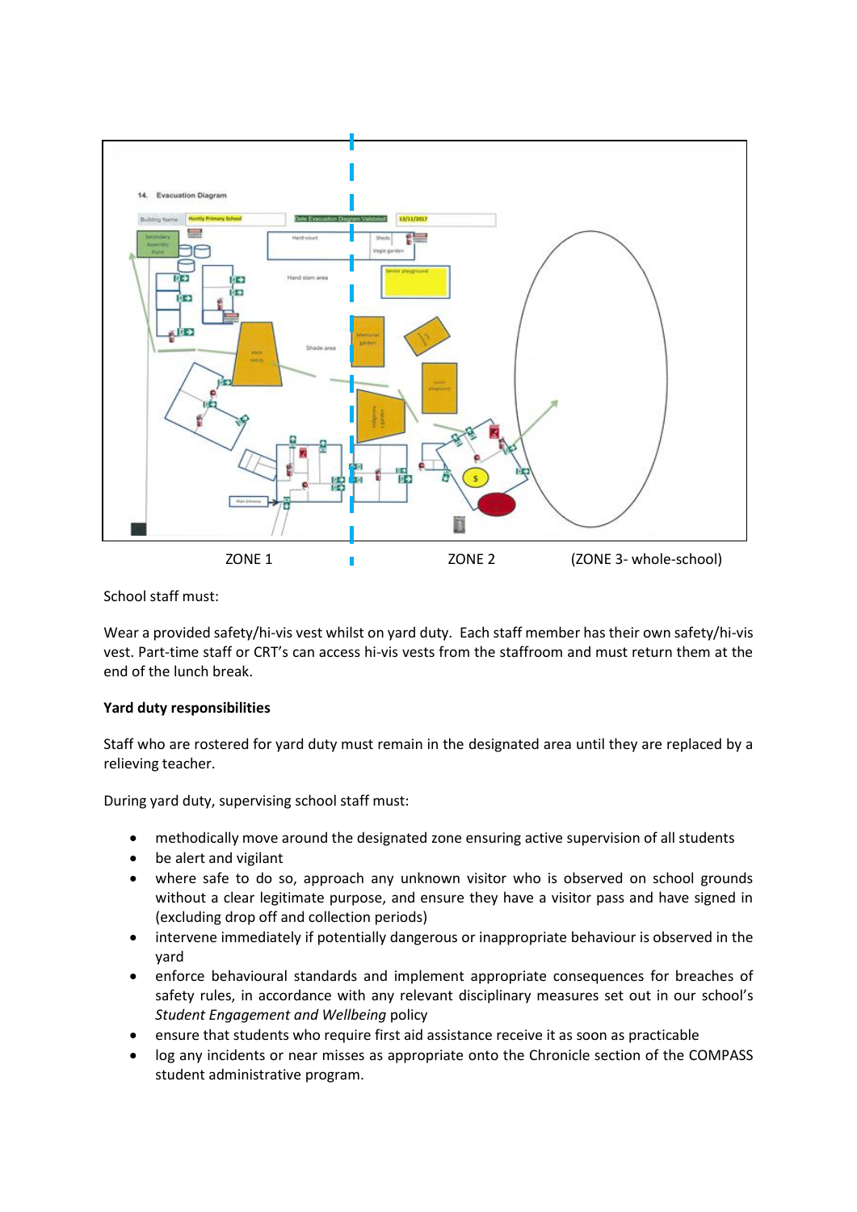ZONE 1 ZONE 2 (ZONE 3- whole-school)

School staff must:

Wear a provided safety/hi-vis vest whilst on yard duty. Each staff member has their own safety/hi-vis vest. Part-time staff or CRT's can access hi-vis vests from the staffroom and must return them at the end of the lunch break.

**Yard duty responsibilities**

Staff who are rostered for yard duty must remain in the designated area until they are replaced by a relieving teacher.

During yard duty, supervising school staff must:

- methodically move around the designated zone ensuring active supervision of all students
- be alert and vigilant
- where safe to do so, approach any unknown visitor who is observed on school grounds without a clear legitimate purpose, and ensure they have a visitor pass and have signed in (excluding drop off and collection periods)
- intervene immediately if potentially dangerous or inappropriate behaviour is observed in the yard
- enforce behavioural standards and implement appropriate consequences for breaches of safety rules, in accordance with any relevant disciplinary measures set out in our school's *Student Engagement and Wellbeing* policy
- ensure that students who require first aid assistance receive it as soon as practicable
- log any incidents or near misses as appropriate onto the Chronicle section of the COMPASS student administrative program.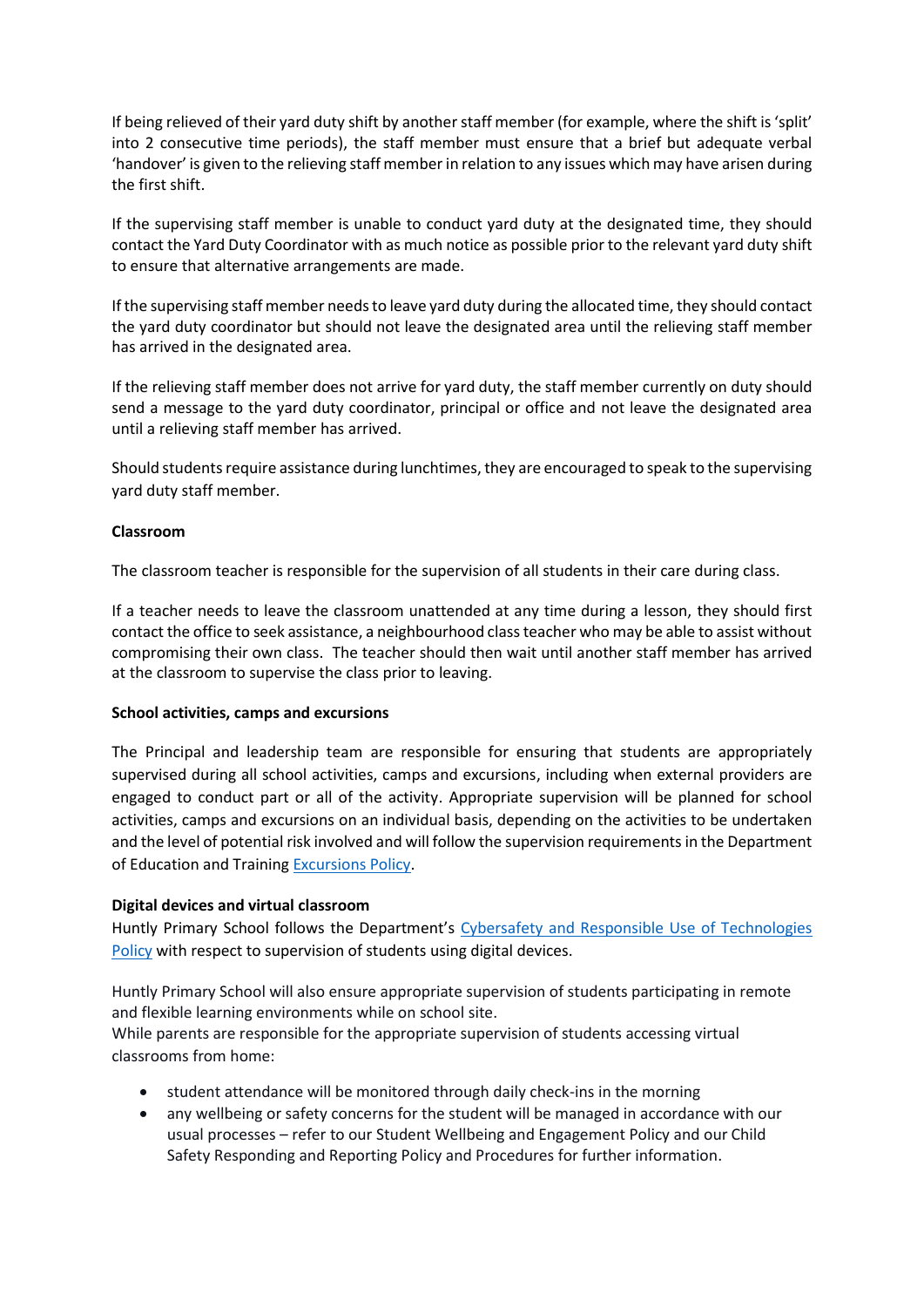If being relieved of their yard duty shift by another staff member (for example, where the shift is 'split' into 2 consecutive time periods), the staff member must ensure that a brief but adequate verbal 'handover' is given to the relieving staff member in relation to any issues which may have arisen during the first shift.

If the supervising staff member is unable to conduct yard duty at the designated time, they should contact the Yard Duty Coordinator with as much notice as possible prior to the relevant yard duty shift to ensure that alternative arrangements are made.

If the supervising staff member needs to leave yard duty during the allocated time, they should contact the yard duty coordinator but should not leave the designated area until the relieving staff member has arrived in the designated area.

If the relieving staff member does not arrive for yard duty, the staff member currently on duty should send a message to the yard duty coordinator, principal or office and not leave the designated area until a relieving staff member has arrived.

Should students require assistance during lunchtimes, they are encouraged to speak to the supervising yard duty staff member.

**Classroom**

The classroom teacher is responsible for the supervision of all students in their care during class.

If a teacher needs to leave the classroom unattended at any time during a lesson, they should first contact the office to seek assistance, a neighbourhood class teacher who may be able to assist without compromising their own class. The teacher should then wait until another staff member has arrived at the classroom to supervise the class prior to leaving.

**School activities, camps and excursions**

The Principal and leadership team are responsible for ensuring that students are appropriately supervised during all school activities, camps and excursions, including when external providers are engaged to conduct part or all of the activity. Appropriate supervision will be planned for school activities, camps and excursions on an individual basis, depending on the activities to be undertaken and the level of potential risk involved and will follow the supervision requirements in the Department of Education and Training Excursions Policy.

**Digital devices and virtual classroom**

Huntly Primary School follows the Department's Cybersafety and Responsible Use of Technologies Policy with respect to supervision of students using digital devices.

Huntly Primary School will also ensure appropriate supervision of students participating in remote and flexible learning environments while on school site.
While parents are responsible for the appropriate supervision of students accessing virtual classrooms from home:

- student attendance will be monitored through daily check-ins in the morning
- any wellbeing or safety concerns for the student will be managed in accordance with our usual processes – refer to our Student Wellbeing and Engagement Policy and our Child Safety Responding and Reporting Policy and Procedures for further information.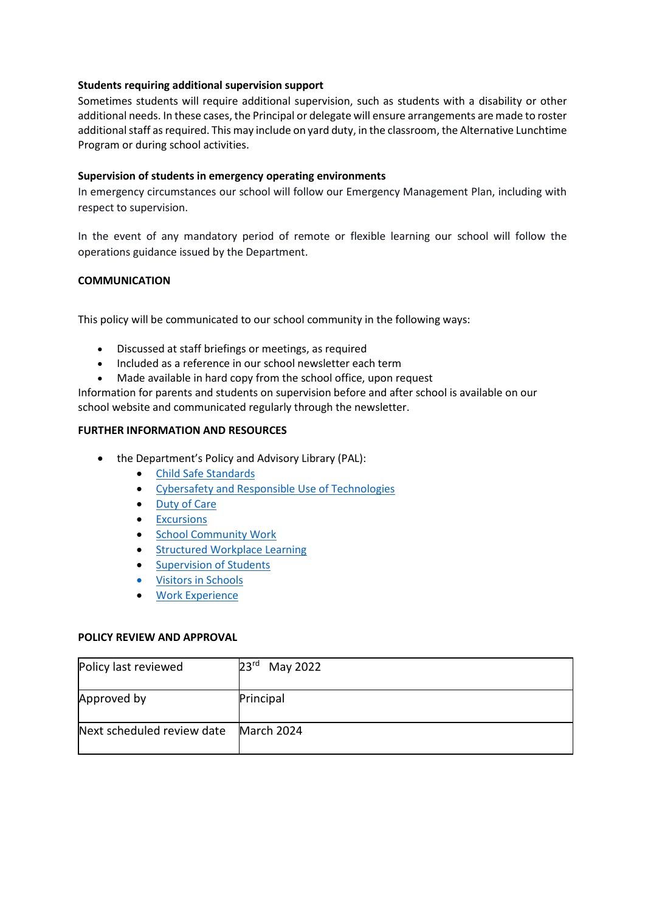**Students requiring additional supervision support**

Sometimes students will require additional supervision, such as students with a disability or other additional needs. In these cases, the Principal or delegate will ensure arrangements are made to roster additional staff as required. This may include on yard duty, in the classroom, the Alternative Lunchtime Program or during school activities.

**Supervision of students in emergency operating environments**

In emergency circumstances our school will follow our Emergency Management Plan, including with respect to supervision.

In the event of any mandatory period of remote or flexible learning our school will follow the operations guidance issued by the Department.

## COMMUNICATION

This policy will be communicated to our school community in the following ways:

- Discussed at staff briefings or meetings, as required
- Included as a reference in our school newsletter each term
- Made available in hard copy from the school office, upon request

Information for parents and students on supervision before and after school is available on our school website and communicated regularly through the newsletter.

## FURTHER INFORMATION AND RESOURCES

- the Department's Policy and Advisory Library (PAL):
  - Child Safe Standards
  - Cybersafety and Responsible Use of Technologies
  - Duty of Care
  - Excursions
  - School Community Work
  - Structured Workplace Learning
  - Supervision of Students
  - Visitors in Schools
  - Work Experience

## POLICY REVIEW AND APPROVAL

| | |
|---|---|
| Policy last reviewed | 23rd May 2022 |
| Approved by | Principal |
| Next scheduled review date | March 2024 |